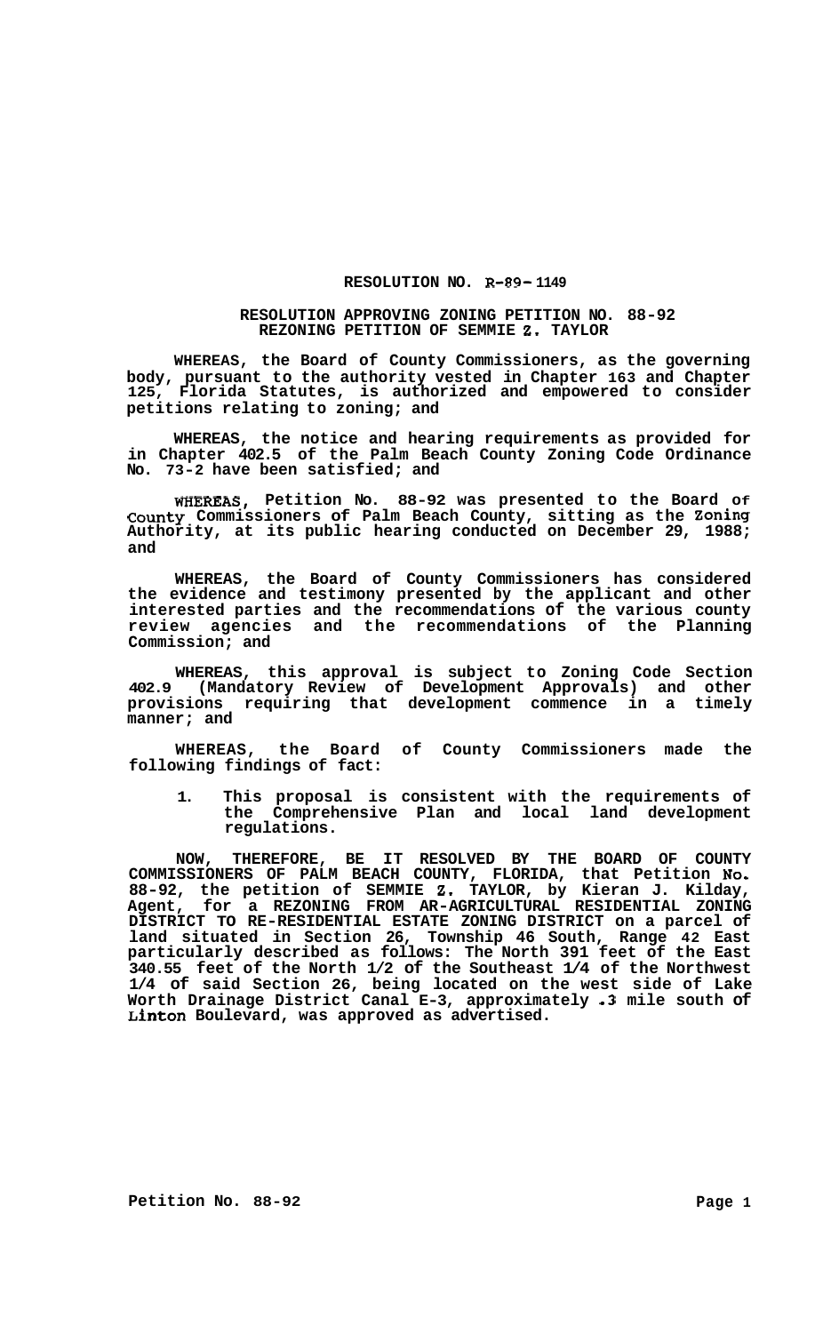# RESOLUTION NO. R-89-1149

## RESOLUTION APPROVING ZONING PETITION NO. 88-92 REZONING PETITION OF SEMMIE Z. TAYLOR

WHEREAS, the Board of County Commissioners, as the governing body, pursuant to the authority vested in Chapter 163 and Chapter 125, Florida Statutes, is authorized and empowered to consider petitions relating to zoning; and

WHEREAS, the notice and hearing requirements as provided for in Chapter 402.5 of the Palm Beach County Zoning Code Ordinance No. 73-2 have been satisfied; and

WHEREAS, Petition No. 88-92 was presented to the Board of County Commissioners of Palm Beach County, sitting as the Zoning Authority, at its public hearing conducted on December 29, 1988; and

WHEREAS, the Board of County Commissioners has considered the evidence and testimony presented by the applicant and other interested parties and the recommendations of the various county review agencies and the recommendations of the Planning Commission; and

WHEREAS, this approval is subject to Zoning Code Section 402.9 (Mandatory Review of Development Approvals) and other provisions requiring that development commence in a timely manner; and

WHEREAS, the Board of County Commissioners made the following findings of fact:

1. This proposal is consistent with the requirements of the Comprehensive Plan and local land development regulations.

NOW, THEREFORE, BE IT RESOLVED BY THE BOARD OF COUNTY COMMISSIONERS OF PALM BEACH COUNTY, FLORIDA, that Petition No. 88-92, the petition of SEMMIE Z. TAYLOR, by Kieran J. Kilday, Agent, for a REZONING FROM AR-AGRICULTURAL RESIDENTIAL ZONING DISTRICT TO RE-RESIDENTIAL ESTATE ZONING DISTRICT on a parcel of land situated in Section 26, Township 46 South, Range 42 East particularly described as follows: The North 391 feet of the East 340.55 feet of the North 1/2 of the Southeast 1/4 of the Northwest 1/4 of said Section 26, being located on the west side of Lake Worth Drainage District Canal E-3, approximately .3 mile south of Linton Boulevard, was approved as advertised.

Petition No. 88-92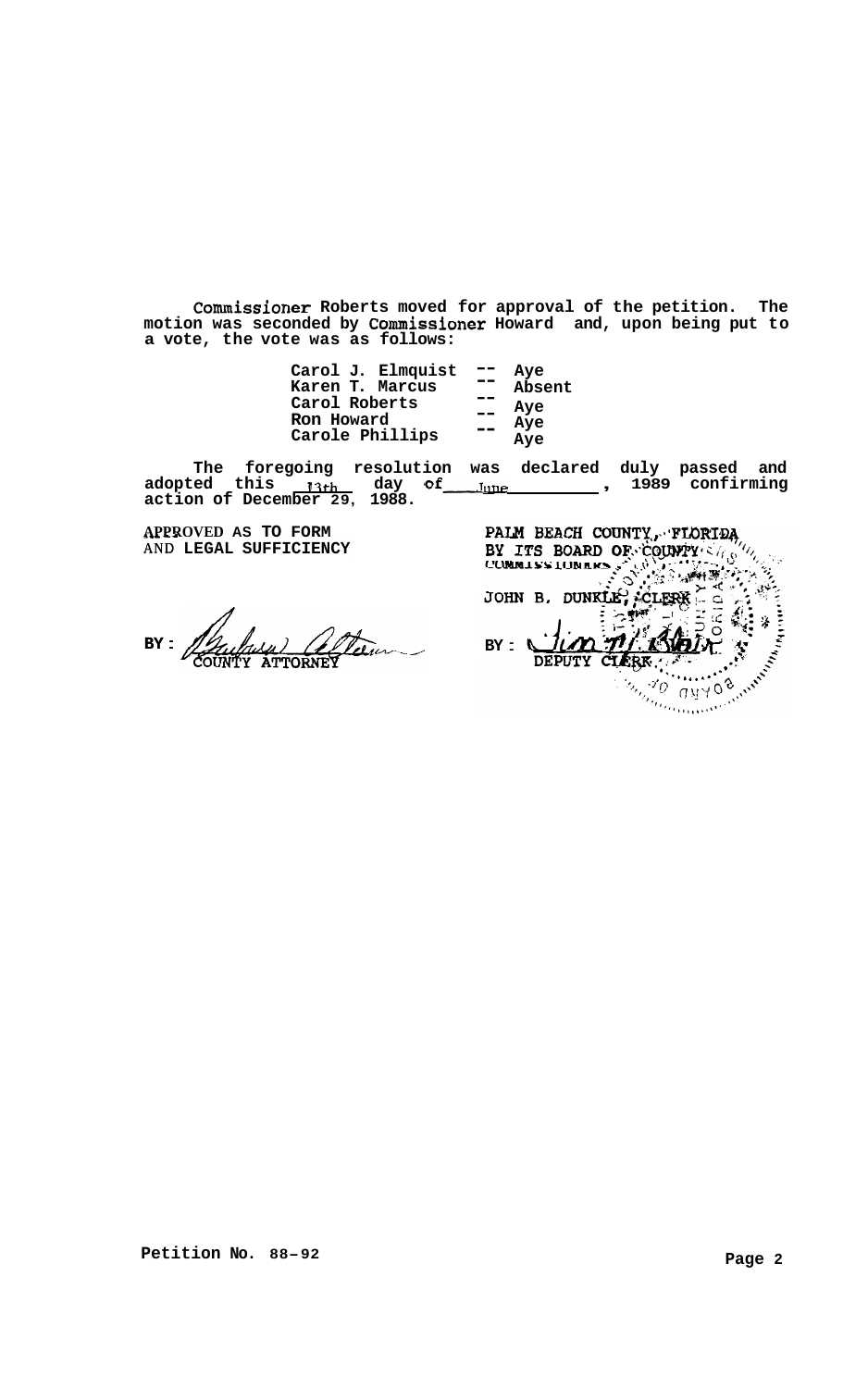Commissioner Roberts moved for approval of the petition. The motion was seconded by Commissioner Howard and, upon being put to a vote, the vote was as follows:

| | | |
|---|---|---|
| Carol J. Elmquist | -- | Aye |
| Karen T. Marcus | -- | Absent |
| Carol Roberts | -- | Aye |
| Ron Howard | -- | Aye |
| Carole Phillips | -- | Aye |

The foregoing resolution was declared duly passed and adopted this 13th day of June, 1989 confirming action of December 29, 1988.

APPROVED AS TO FORM
AND LEGAL SUFFICIENCY

BY: ______________
COUNTY ATTORNEY

PALM BEACH COUNTY, FLORIDA
BY ITS BOARD OF COUNTY COMMISSIONERS

JOHN B. DUNKLE, CLERK

BY: ______________
DEPUTY CLERK

Petition No. 88-92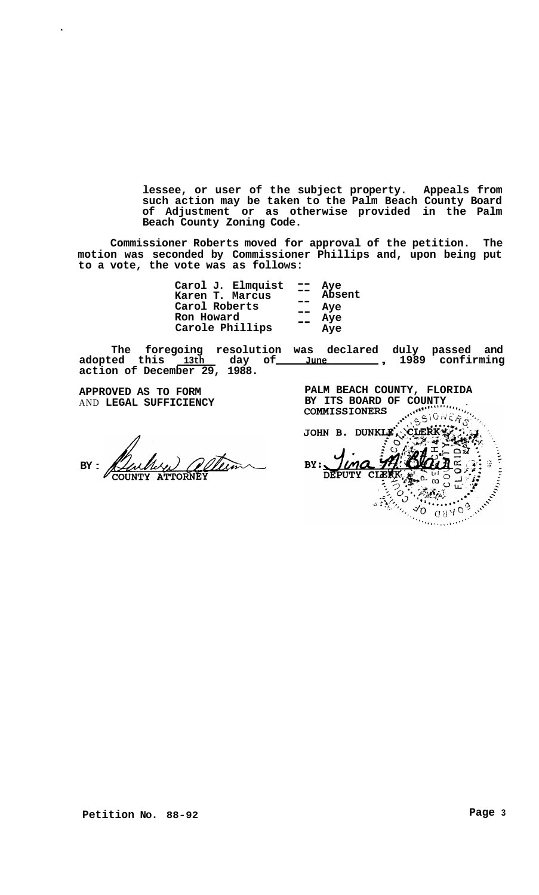lessee, or user of the subject property. Appeals from such action may be taken to the Palm Beach County Board of Adjustment or as otherwise provided in the Palm Beach County Zoning Code.

Commissioner Roberts moved for approval of the petition. The motion was seconded by Commissioner Phillips and, upon being put to a vote, the vote was as follows:

| | | |
|---|---|---|
| Carol J. Elmquist | -- | Aye |
| Karen T. Marcus | -- | Absent |
| Carol Roberts | -- | Aye |
| Ron Howard | -- | Aye |
| Carole Phillips | -- | Aye |

The foregoing resolution was declared duly passed and adopted this 13th day of June, 1989 confirming action of December 29, 1988.

APPROVED AS TO FORM AND LEGAL SUFFICIENCY

BY: COUNTY ATTORNEY

PALM BEACH COUNTY, FLORIDA BY ITS BOARD OF COUNTY COMMISSIONERS

JOHN B. DUNKLE, CLERK

BY: DEPUTY CLERK

Petition No. 88-92